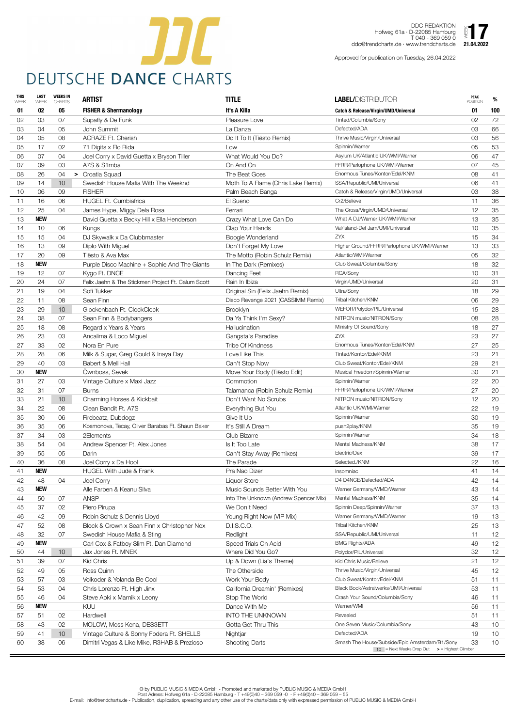# DEUTSCHE DANCE CHARTS

DDC REDAKTION
Hofweg 61a · D-22085 Hamburg
T 040 - 369 059 0
ddc@trendcharts.de · www.trendcharts.de

WEEK **17**
**21.04.2022**

Approved for publication on Tuesday, 26.04.2022

| THIS WEEK | LAST WEEK | WEEKS IN CHARTS | ARTIST | TITLE | LABEL/DISTRIBUTOR | PEAK POSITION | % |
|---|---|---|---|---|---|---|---|
| **01** | **02** | **05** | **FISHER & Shermanology** | **It's A Killa** | **Catch & Release/Virgin/UMD/Universal** | **01** | **100** |
| 02 | 03 | 07 | Supafly & De Funk | Pleasure Love | Tinted/Columbia/Sony | 02 | 72 |
| 03 | 04 | 05 | John Summit | La Danza | Defected/ADA | 03 | 66 |
| 04 | 05 | 08 | ACRAZE Ft. Cherish | Do It To It (Tiësto Remix) | Thrive Music/Virgin/Universal | 03 | 56 |
| 05 | 17 | 02 | 71 Digits x Flo Rida | Low | Spinnin/Warner | 05 | 53 |
| 06 | 07 | 04 | Joel Corry x David Guetta x Bryson Tiller | What Would You Do? | Asylum UK/Atlantic UK/WMI/Warner | 06 | 47 |
| 07 | 09 | 03 | A7S & S1mba | On And On | FFRR/Parlophone UK/WMI/Warner | 07 | 45 |
| 08 | 26 | 04 > | Croatia Squad | The Beat Goes | Enormous Tunes/Kontor/Edel/KNM | 08 | 41 |
| 09 | 14 | 10 | Swedish House Mafia With The Weeknd | Moth To A Flame (Chris Lake Remix) | SSA/Republic/UMI/Universal | 06 | 41 |
| 10 | 06 | 09 | FISHER | Palm Beach Banga | Catch & Release/Virgin/UMD/Universal | 03 | 38 |
| 11 | 16 | 06 | HUGEL Ft. Cumbiafrica | El Sueno | Cr2/Believe | 11 | 36 |
| 12 | 25 | 04 | James Hype, Miggy Dela Rosa | Ferrari | The Cross/Virgin/UMD/Universal | 12 | 35 |
| 13 | **NEW** | | David Guetta x Becky Hill x Ella Henderson | Crazy What Love Can Do | What A DJ/Warner UK/WMI/Warner | 13 | 35 |
| 14 | 10 | 06 | Kungs | Clap Your Hands | Val/Island-Def Jam/UMI/Universal | 10 | 35 |
| 15 | 15 | 04 | DJ Skywalk x Da Clubbmaster | Boogie Wonderland | ZYX | 15 | 34 |
| 16 | 13 | 09 | Diplo With Miguel | Don't Forget My Love | Higher Ground/FFRR/Parlophone UK/WMI/Warner | 13 | 33 |
| 17 | 20 | 09 | Tiësto & Ava Max | The Motto (Robin Schulz Remix) | Atlantic/WMI/Warner | 05 | 32 |
| 18 | **NEW** | | Purple Disco Machine + Sophie And The Giants | In The Dark (Remixes) | Club Sweat/Columbia/Sony | 18 | 32 |
| 19 | 12 | 07 | Kygo Ft. DNCE | Dancing Feet | RCA/Sony | 10 | 31 |
| 20 | 24 | 07 | Felix Jaehn & The Stickmen Project Ft. Calum Scott | Rain In Ibiza | Virgin/UMD/Universal | 20 | 31 |
| 21 | 19 | 04 | Sofi Tukker | Original Sin (Felix Jaehn Remix) | Ultra/Sony | 18 | 29 |
| 22 | 11 | 08 | Sean Finn | Disco Revenge 2021 (CASSIMM Remix) | Tribal Kitchen/KNM | 06 | 29 |
| 23 | 29 | 10 | Glockenbach Ft. ClockClock | Brooklyn | WEFOR/Polydor/PIL/Universal | 15 | 28 |
| 24 | 08 | 07 | Sean Finn & Bodybangers | Da Ya Think I'm Sexy? | NITRON music/NITRON/Sony | 08 | 28 |
| 25 | 18 | 08 | Regard x Years & Years | Hallucination | Ministry Of Sound/Sony | 18 | 27 |
| 26 | 23 | 03 | Ancalima & Loco Miguel | Gangsta's Paradise | ZYX | 23 | 27 |
| 27 | 33 | 02 | Nora En Pure | Tribe Of Kindness | Enormous Tunes/Kontor/Edel/KNM | 27 | 25 |
| 28 | 28 | 06 | Milk & Sugar, Greg Gould & Inaya Day | Love Like This | Tinted/Kontor/Edel/KNM | 23 | 21 |
| 29 | 40 | 03 | Babert & Mell Hall | Can't Stop Now | Club Sweat/Kontor/Edel/KNM | 29 | 21 |
| 30 | **NEW** | | Öwnboss, Sevek | Move Your Body (Tiësto Edit) | Musical Freedom/Spinnin/Warner | 30 | 21 |
| 31 | 27 | 03 | Vintage Culture x Maxi Jazz | Commotion | Spinnin/Warner | 22 | 20 |
| 32 | 31 | 07 | Burns | Talamanca (Robin Schulz Remix) | FFRR/Parlophone UK/WMI/Warner | 27 | 20 |
| 33 | 21 | 10 | Charming Horses & Kickbait | Don't Want No Scrubs | NITRON music/NITRON/Sony | 12 | 20 |
| 34 | 22 | 08 | Clean Bandit Ft. A7S | Everything But You | Atlantic UK/WMI/Warner | 22 | 19 |
| 35 | 30 | 06 | Firebeatz, Dubdogz | Give It Up | Spinnin/Warner | 30 | 19 |
| 36 | 35 | 06 | Kosmonova, Tecay, Oliver Barabas Ft. Shaun Baker | It's Still A Dream | push2play/KNM | 35 | 19 |
| 37 | 34 | 03 | 2Elements | Club Bizarre | Spinnin/Warner | 34 | 18 |
| 38 | 54 | 04 | Andrew Spencer Ft. Alex Jones | Is It Too Late | Mental Madness/KNM | 38 | 17 |
| 39 | 55 | 05 | Darin | Can't Stay Away (Remixes) | Electric/Dex | 39 | 17 |
| 40 | 36 | 08 | Joel Corry x Da Hool | The Parade | Selected./KNM | 22 | 16 |
| 41 | **NEW** | | HUGEL With Jude & Frank | Pra Nao Dizer | Insomniac | 41 | 14 |
| 42 | 48 | 04 | Joel Corry | Liquor Store | D4 D4NCE/Defected/ADA | 42 | 14 |
| 43 | **NEW** | | Alle Farben & Keanu Silva | Music Sounds Better With You | Warner Germany/WMD/Warner | 43 | 14 |
| 44 | 50 | 07 | ANSP | Into The Unknown (Andrew Spencer Mix) | Mental Madness/KNM | 35 | 14 |
| 45 | 37 | 02 | Piero Pirupa | We Don't Need | Spinnin Deep/Spinnin/Warner | 37 | 13 |
| 46 | 42 | 09 | Robin Schulz & Dennis Lloyd | Young Right Now (VIP Mix) | Warner Germany/WMD/Warner | 19 | 13 |
| 47 | 52 | 08 | Block & Crown x Sean Finn x Christopher Nox | D.I.S.C.O. | Tribal Kitchen/KNM | 25 | 13 |
| 48 | 32 | 07 | Swedish House Mafia & Sting | Redlight | SSA/Republic/UMI/Universal | 11 | 12 |
| 49 | **NEW** | | Carl Cox & Fatboy Slim Ft. Dan Diamond | Speed Trials On Acid | BMG Rights/ADA | 49 | 12 |
| 50 | 44 | 10 | Jax Jones Ft. MNEK | Where Did You Go? | Polydor/PIL/Universal | 32 | 12 |
| 51 | 39 | 07 | Kid Chris | Up & Down (Lia's Theme) | Kid Chris Music/Believe | 21 | 12 |
| 52 | 49 | 05 | Ross Quinn | The Otherside | Thrive Music/Virgin/Universal | 45 | 12 |
| 53 | 57 | 03 | Volkoder & Yolanda Be Cool | Work Your Body | Club Sweat/Kontor/Edel/KNM | 51 | 11 |
| 54 | 53 | 04 | Chris Lorenzo Ft. High Jinx | California Dreamin' (Remixes) | Black Book/Astralwerks/UMI/Universal | 53 | 11 |
| 55 | 46 | 04 | Steve Aoki x Marnik x Leony | Stop The World | Crash Your Sound/Columbia/Sony | 46 | 11 |
| 56 | **NEW** | | KUU | Dance With Me | Warner/WMI | 56 | 11 |
| 57 | 51 | 02 | Hardwell | INTO THE UNKNOWN | Revealed | 51 | 11 |
| 58 | 43 | 02 | MOLOW, Moss Kena, DES3ETT | Gotta Get Thru This | One Seven Music/Columbia/Sony | 43 | 10 |
| 59 | 41 | 10 | Vintage Culture & Sonny Fodera Ft. SHELLS | Nightjar | Defected/ADA | 19 | 10 |
| 60 | 38 | 06 | Dimitri Vegas & Like Mike, R3HAB & Prezioso | Shooting Darts | Smash The House/Subside/Epic Amsterdam/B1/Sony | 33 | 10 |

10 = Next Weeks Drop Out > = Highest Climber

© by PUBLIC MUSIC & MEDIA GmbH - Promoted and marketed by PUBLIC MUSIC & MEDIA GmbH
Post Adress: Hofweg 61a - D-22085 Hamburg - T +49(0)40 – 369 059 -0 - F +49(0)40 – 369 059 – 55
E-mail: info@trendcharts.de - Publication, duplication, spreading and any other use of the charts/data only with expressed permission of PUBLIC MUSIC & MEDIA GmbH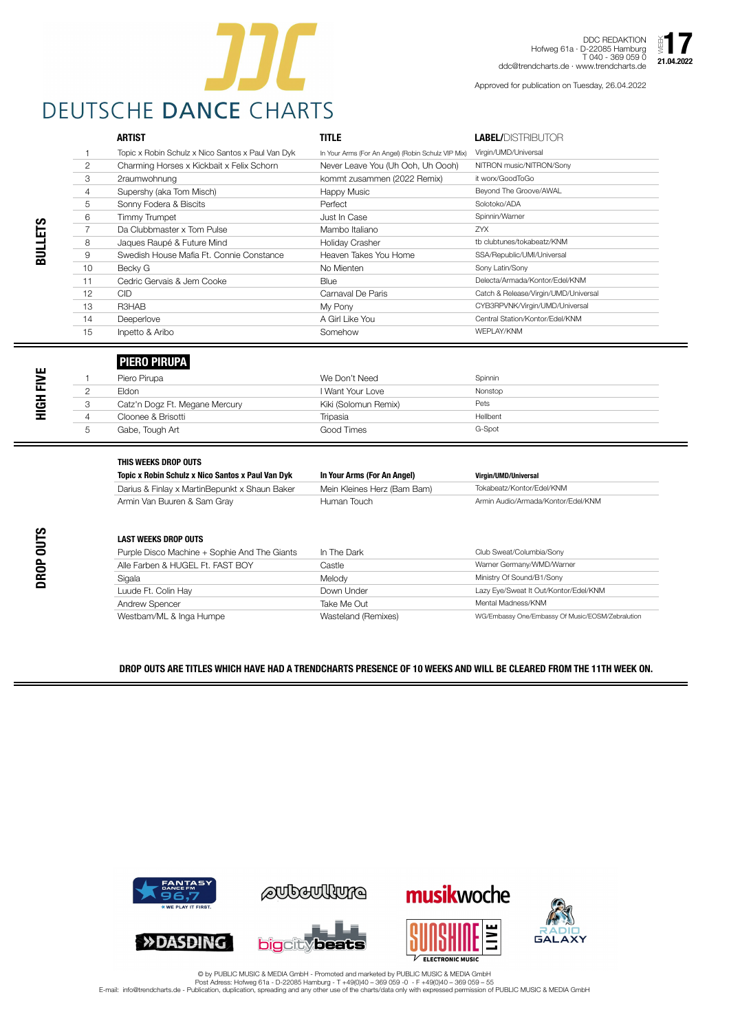# DEUTSCHE DANCE CHARTS

DDC REDAKTION
Hofweg 61a · D-22085 Hamburg
T 040 - 369 059 0
ddc@trendcharts.de · www.trendcharts.de

WEEK **17**
**21.04.2022**

Approved for publication on Tuesday, 26.04.2022

## BULLETS

| | ARTIST | TITLE | LABEL/DISTRIBUTOR |
|---|---|---|---|
| 1 | Topic x Robin Schulz x Nico Santos x Paul Van Dyk | In Your Arms (For An Angel) (Robin Schulz VIP Mix) | Virgin/UMD/Universal |
| 2 | Charming Horses x Kickbait x Felix Schorn | Never Leave You (Uh Ooh, Uh Oooh) | NITRON music/NITRON/Sony |
| 3 | 2raumwohnung | kommt zusammen (2022 Remix) | it worx/GoodToGo |
| 4 | Supershy (aka Tom Misch) | Happy Music | Beyond The Groove/AWAL |
| 5 | Sonny Fodera & Biscits | Perfect | Solotoko/ADA |
| 6 | Timmy Trumpet | Just In Case | Spinnin/Warner |
| 7 | Da Clubbmaster x Tom Pulse | Mambo Italiano | ZYX |
| 8 | Jaques Raupé & Future Mind | Holiday Crasher | tb clubtunes/tokabeatz/KNM |
| 9 | Swedish House Mafia Ft. Connie Constance | Heaven Takes You Home | SSA/Republic/UMI/Universal |
| 10 | Becky G | No Mienten | Sony Latin/Sony |
| 11 | Cedric Gervais & Jem Cooke | Blue | Delecta/Armada/Kontor/Edel/KNM |
| 12 | CID | Carnaval De Paris | Catch & Release/Virgin/UMD/Universal |
| 13 | R3HAB | My Pony | CYB3RPVNK/Virgin/UMD/Universal |
| 14 | Deeperlove | A Girl Like You | Central Station/Kontor/Edel/KNM |
| 15 | Inpetto & Aribo | Somehow | WEPLAY/KNM |

## HIGH FIVE

**PIERO PIRUPA**

| | ARTIST | TITLE | LABEL |
|---|---|---|---|
| 1 | Piero Pirupa | We Don't Need | Spinnin |
| 2 | Eldon | I Want Your Love | Nonstop |
| 3 | Catz'n Dogz Ft. Megane Mercury | Kiki (Solomun Remix) | Pets |
| 4 | Cloonee & Brisotti | Tripasia | Hellbent |
| 5 | Gabe, Tough Art | Good Times | G-Spot |

## DROP OUTS

### THIS WEEKS DROP OUTS

| ARTIST | TITLE | LABEL/DISTRIBUTOR |
|---|---|---|
| **Topic x Robin Schulz x Nico Santos x Paul Van Dyk** | **In Your Arms (For An Angel)** | **Virgin/UMD/Universal** |
| Darius & Finlay x MartinBepunkt x Shaun Baker | Mein Kleines Herz (Bam Bam) | Tokabeatz/Kontor/Edel/KNM |
| Armin Van Buuren & Sam Gray | Human Touch | Armin Audio/Armada/Kontor/Edel/KNM |

### LAST WEEKS DROP OUTS

| ARTIST | TITLE | LABEL/DISTRIBUTOR |
|---|---|---|
| Purple Disco Machine + Sophie And The Giants | In The Dark | Club Sweat/Columbia/Sony |
| Alle Farben & HUGEL Ft. FAST BOY | Castle | Warner Germany/WMD/Warner |
| Sigala | Melody | Ministry Of Sound/B1/Sony |
| Luude Ft. Colin Hay | Down Under | Lazy Eye/Sweat It Out/Kontor/Edel/KNM |
| Andrew Spencer | Take Me Out | Mental Madness/KNM |
| Westbam/ML & Inga Humpe | Wasteland (Remixes) | WG/Embassy One/Embassy Of Music/EOSM/Zebralution |

**DROP OUTS ARE TITLES WHICH HAVE HAD A TRENDCHARTS PRESENCE OF 10 WEEKS AND WILL BE CLEARED FROM THE 11TH WEEK ON.**

© by PUBLIC MUSIC & MEDIA GmbH - Promoted and marketed by PUBLIC MUSIC & MEDIA GmbH
Post Adress: Hofweg 61a - D-22085 Hamburg - T +49(0)40 – 369 059 -0 - F +49(0)40 – 369 059 – 55
E-mail: info@trendcharts.de - Publication, duplication, spreading and any other use of the charts/data only with expressed permission of PUBLIC MUSIC & MEDIA GmbH